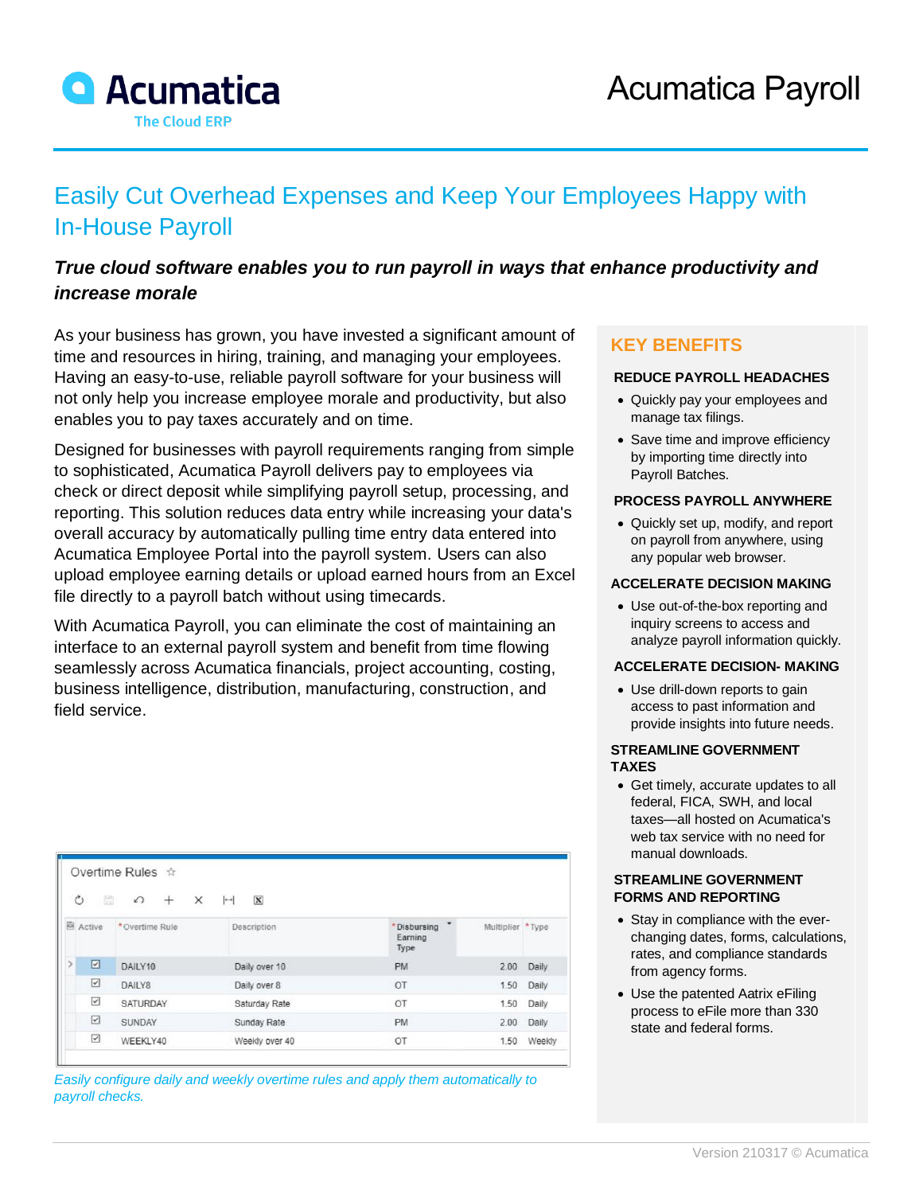# Acumatica Payroll

## Easily Cut Overhead Expenses and Keep Your Employees Happy with In-House Payroll

***True cloud software enables you to run payroll in ways that enhance productivity and increase morale***

As your business has grown, you have invested a significant amount of time and resources in hiring, training, and managing your employees. Having an easy-to-use, reliable payroll software for your business will not only help you increase employee morale and productivity, but also enables you to pay taxes accurately and on time.

Designed for businesses with payroll requirements ranging from simple to sophisticated, Acumatica Payroll delivers pay to employees via check or direct deposit while simplifying payroll setup, processing, and reporting. This solution reduces data entry while increasing your data's overall accuracy by automatically pulling time entry data entered into Acumatica Employee Portal into the payroll system. Users can also upload employee earning details or upload earned hours from an Excel file directly to a payroll batch without using timecards.

With Acumatica Payroll, you can eliminate the cost of maintaining an interface to an external payroll system and benefit from time flowing seamlessly across Acumatica financials, project accounting, costing, business intelligence, distribution, manufacturing, construction, and field service.

Overtime Rules

| Active | *Overtime Rule | Description | *Disbursing Earning Type | Multiplier | *Type |
|---|---|---|---|---|---|
| ☑ | DAILY10 | Daily over 10 | PM | 2.00 | Daily |
| ☑ | DAILY8 | Daily over 8 | OT | 1.50 | Daily |
| ☑ | SATURDAY | Saturday Rate | OT | 1.50 | Daily |
| ☑ | SUNDAY | Sunday Rate | PM | 2.00 | Daily |
| ☑ | WEEKLY40 | Weekly over 40 | OT | 1.50 | Weekly |

*Easily configure daily and weekly overtime rules and apply them automatically to payroll checks.*

## KEY BENEFITS

### REDUCE PAYROLL HEADACHES

- Quickly pay your employees and manage tax filings.
- Save time and improve efficiency by importing time directly into Payroll Batches.

### PROCESS PAYROLL ANYWHERE

- Quickly set up, modify, and report on payroll from anywhere, using any popular web browser.

### ACCELERATE DECISION MAKING

- Use out-of-the-box reporting and inquiry screens to access and analyze payroll information quickly.

### ACCELERATE DECISION- MAKING

- Use drill-down reports to gain access to past information and provide insights into future needs.

### STREAMLINE GOVERNMENT TAXES

- Get timely, accurate updates to all federal, FICA, SWH, and local taxes—all hosted on Acumatica's web tax service with no need for manual downloads.

### STREAMLINE GOVERNMENT FORMS AND REPORTING

- Stay in compliance with the ever-changing dates, forms, calculations, rates, and compliance standards from agency forms.
- Use the patented Aatrix eFiling process to eFile more than 330 state and federal forms.

Version 210317 © Acumatica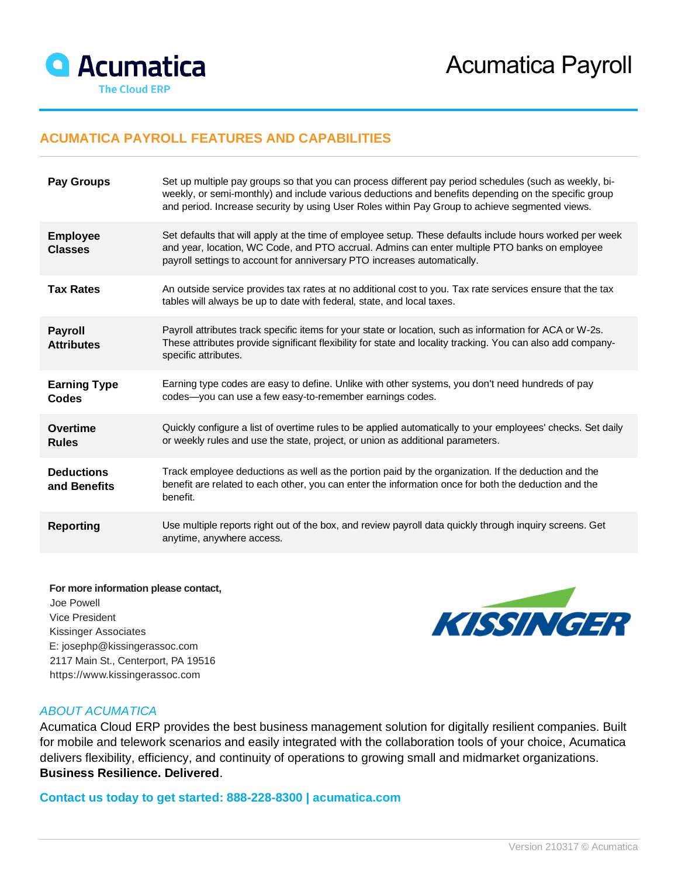Acumatica

The Cloud ERP

# Acumatica Payroll

## ACUMATICA PAYROLL FEATURES AND CAPABILITIES

| | |
|---|---|
| **Pay Groups** | Set up multiple pay groups so that you can process different pay period schedules (such as weekly, bi-weekly, or semi-monthly) and include various deductions and benefits depending on the specific group and period. Increase security by using User Roles within Pay Group to achieve segmented views. |
| **Employee Classes** | Set defaults that will apply at the time of employee setup. These defaults include hours worked per week and year, location, WC Code, and PTO accrual. Admins can enter multiple PTO banks on employee payroll settings to account for anniversary PTO increases automatically. |
| **Tax Rates** | An outside service provides tax rates at no additional cost to you. Tax rate services ensure that the tax tables will always be up to date with federal, state, and local taxes. |
| **Payroll Attributes** | Payroll attributes track specific items for your state or location, such as information for ACA or W-2s. These attributes provide significant flexibility for state and locality tracking. You can also add company-specific attributes. |
| **Earning Type Codes** | Earning type codes are easy to define. Unlike with other systems, you don't need hundreds of pay codes—you can use a few easy-to-remember earnings codes. |
| **Overtime Rules** | Quickly configure a list of overtime rules to be applied automatically to your employees' checks. Set daily or weekly rules and use the state, project, or union as additional parameters. |
| **Deductions and Benefits** | Track employee deductions as well as the portion paid by the organization. If the deduction and the benefit are related to each other, you can enter the information once for both the deduction and the benefit. |
| **Reporting** | Use multiple reports right out of the box, and review payroll data quickly through inquiry screens. Get anytime, anywhere access. |

**For more information please contact,**
Joe Powell
Vice President
Kissinger Associates
E: josephp@kissingerassoc.com
2117 Main St., Centerport, PA 19516
https://www.kissingerassoc.com

KISSINGER

*ABOUT ACUMATICA*

Acumatica Cloud ERP provides the best business management solution for digitally resilient companies. Built for mobile and telework scenarios and easily integrated with the collaboration tools of your choice, Acumatica delivers flexibility, efficiency, and continuity of operations to growing small and midmarket organizations. **Business Resilience. Delivered**.

**Contact us today to get started: 888-228-8300 | acumatica.com**

Version 210317 © Acumatica